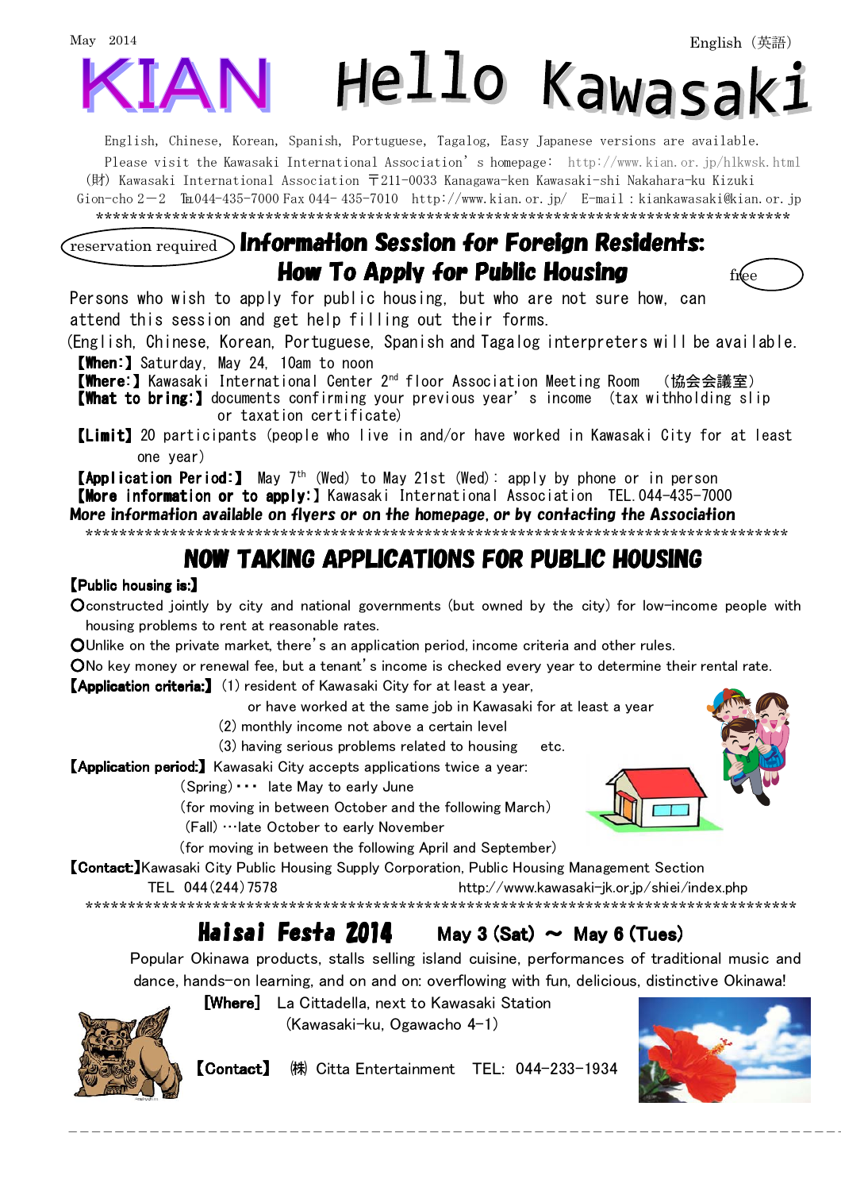May 2014

English（英語）

# KIAN Hello Kawasaki

English, Chinese, Korean, Spanish, Portuguese, Tagalog, Easy Japanese versions are available.
Please visit the Kawasaki International Association's homepage: http://www.kian.or.jp/hlkwsk.html
(財) Kawasaki International Association 〒211-0033 Kanagawa-ken Kawasaki-shi Nakahara-ku Kizuki Gion-cho 2－2 ℡044-435-7000 Fax 044-435-7010 http://www.kian.or.jp/ E-mail：kiankawasaki@kian.or.jp

*************************************************************************************

reservation required

## Information Session for Foreign Residents: How To Apply for Public Housing

free

Persons who wish to apply for public housing, but who are not sure how, can attend this session and get help filling out their forms.
(English, Chinese, Korean, Portuguese, Spanish and Tagalog interpreters will be available.

**【When:】** Saturday, May 24, 10am to noon
**【Where:】** Kawasaki International Center 2nd floor Association Meeting Room （協会会議室）
**【What to bring:】** documents confirming your previous year's income (tax withholding slip or taxation certificate)
**【Limit】** 20 participants (people who live in and/or have worked in Kawasaki City for at least one year)
**【Application Period:】** May 7th (Wed) to May 21st (Wed): apply by phone or in person
**【More information or to apply:】** Kawasaki International Association TEL.044-435-7000

***More information available on flyers or on the homepage, or by contacting the Association***

*************************************************************************************

## NOW TAKING APPLICATIONS FOR PUBLIC HOUSING

**【Public housing is:】**

○constructed jointly by city and national governments (but owned by the city) for low-income people with housing problems to rent at reasonable rates.
○Unlike on the private market, there's an application period, income criteria and other rules.
○No key money or renewal fee, but a tenant's income is checked every year to determine their rental rate.

**【Application criteria:】** (1) resident of Kawasaki City for at least a year, or have worked at the same job in Kawasaki for at least a year
(2) monthly income not above a certain level
(3) having serious problems related to housing etc.

**【Application period:】** Kawasaki City accepts applications twice a year:
(Spring)・・・ late May to early June
(for moving in between October and the following March)
(Fall) ・・・late October to early November
(for moving in between the following April and September)

**【Contact:】** Kawasaki City Public Housing Supply Corporation, Public Housing Management Section
TEL 044(244)7578 http://www.kawasaki-jk.or.jp/shiei/index.php

*************************************************************************************

## Haisai Festa 2014 May 3 (Sat) ～ May 6 (Tues)

Popular Okinawa products, stalls selling island cuisine, performances of traditional music and dance, hands-on learning, and on and on: overflowing with fun, delicious, distinctive Okinawa!

**[Where]** La Cittadella, next to Kawasaki Station
(Kawasaki-ku, Ogawacho 4-1)

**【Contact】** ㈱ Citta Entertainment TEL: 044-233-1934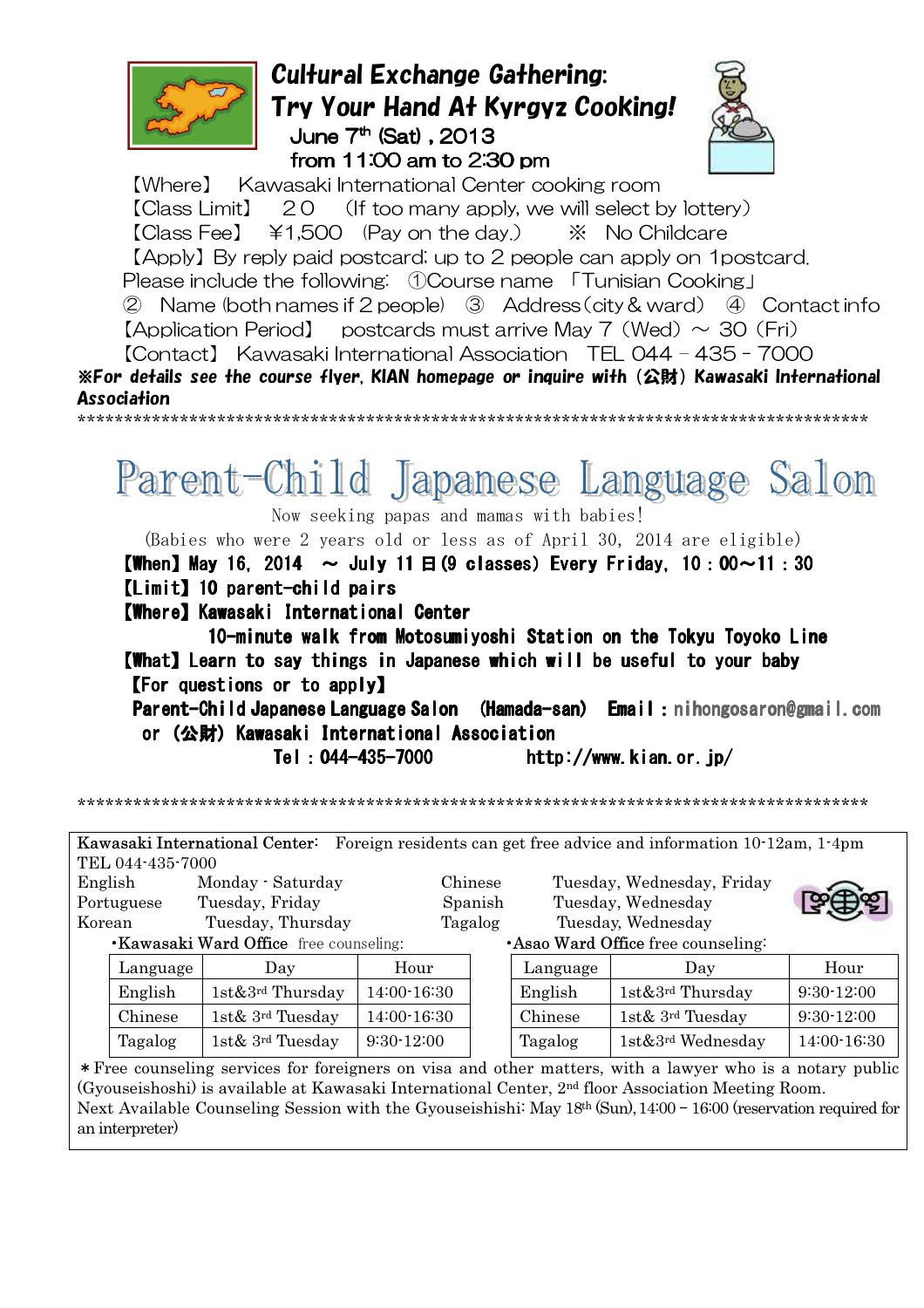## Cultural Exchange Gathering: Try Your Hand At Kyrgyz Cooking!

June 7th (Sat) , 2013
from 11:00 am to 2:30 pm

【Where】 Kawasaki International Center cooking room
【Class Limit】 ２０ (If too many apply, we will select by lottery)
【Class Fee】 ¥1,500 (Pay on the day.) ※ No Childcare
【Apply】By reply paid postcard; up to 2 people can apply on 1postcard.
Please include the following: ①Course name 「Tunisian Cooking」
② Name (both names if 2 people) ③ Address (city & ward) ④ Contact info
【Application Period】 postcards must arrive May 7 (Wed) ～ 30 (Fri)
【Contact】 Kawasaki International Association TEL 044 – 435 – 7000

***※For details see the course flyer, KIAN homepage or inquire with (公財) Kawasaki International Association***

*****************************************************************************************

# Parent-Child Japanese Language Salon

Now seeking papas and mamas with babies!
(Babies who were 2 years old or less as of April 30, 2014 are eligible)

**【When】May 16, 2014 ～ July 11 日(9 classes) Every Friday, 10：00～11：30**
**【Limit】10 parent-child pairs**
**【Where】Kawasaki International Center**
**10-minute walk from Motosumiyoshi Station on the Tokyu Toyoko Line**
**【What】Learn to say things in Japanese which will be useful to your baby**
**【For questions or to apply】**
**Parent-Child Japanese Language Salon (Hamada-san) Email：nihongosaron@gmail.com**
**or (公財) Kawasaki International Association**
**Tel：044-435-7000 http://www.kian.or.jp/**

*****************************************************************************************

Kawasaki International Center: Foreign residents can get free advice and information 10-12am, 1-4pm
TEL 044-435-7000

| | | | |
|---|---|---|---|
| English | Monday - Saturday | Chinese | Tuesday, Wednesday, Friday |
| Portuguese | Tuesday, Friday | Spanish | Tuesday, Wednesday |
| Korean | Tuesday, Thursday | Tagalog | Tuesday, Wednesday |

・Kawasaki Ward Office free counseling:

| Language | Day | Hour |
|---|---|---|
| English | 1st&3rd Thursday | 14:00-16:30 |
| Chinese | 1st& 3rd Tuesday | 14:00-16:30 |
| Tagalog | 1st& 3rd Tuesday | 9:30-12:00 |

・Asao Ward Office free counseling:

| Language | Day | Hour |
|---|---|---|
| English | 1st&3rd Thursday | 9:30-12:00 |
| Chinese | 1st& 3rd Tuesday | 9:30-12:00 |
| Tagalog | 1st&3rd Wednesday | 14:00-16:30 |

＊Free counseling services for foreigners on visa and other matters, with a lawyer who is a notary public (Gyouseishoshi) is available at Kawasaki International Center, 2nd floor Association Meeting Room.
Next Available Counseling Session with the Gyouseishishi: May 18th (Sun), 14:00 – 16:00 (reservation required for an interpreter)